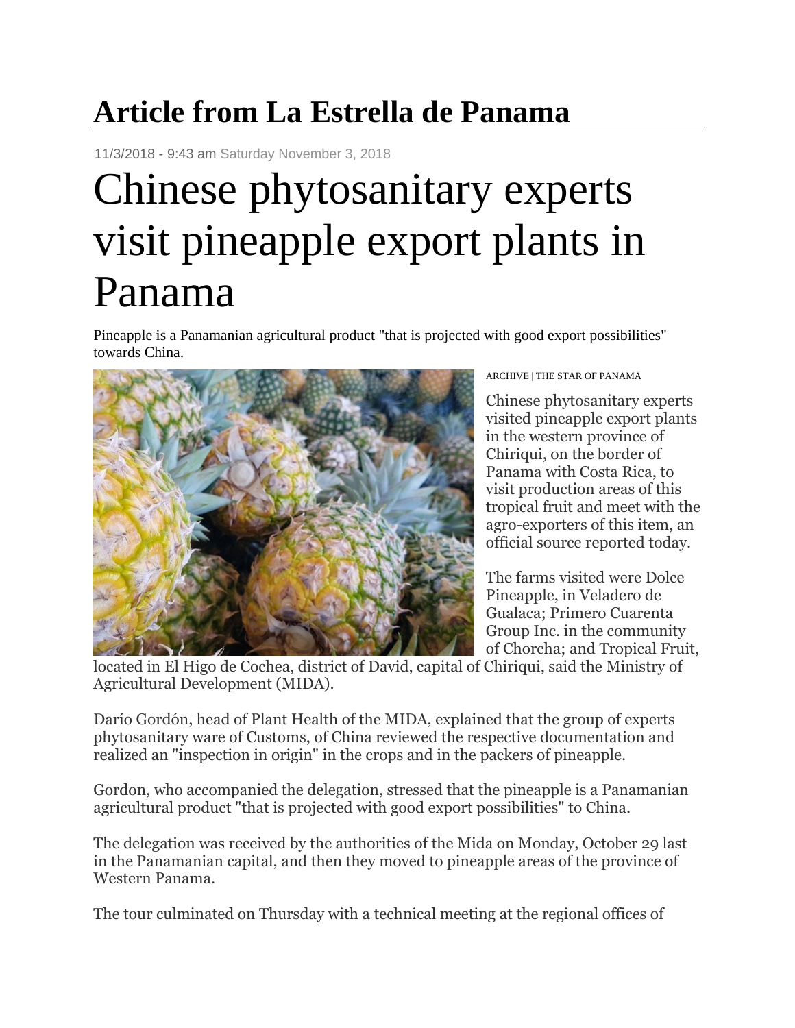# Article from La Estrella de Panama

11/3/2018 - 9:43 am Saturday November 3, 2018

## Chinese phytosanitary experts visit pineapple export plants in Panama

Pineapple is a Panamanian agricultural product "that is projected with good export possibilities" towards China.

ARCHIVE | THE STAR OF PANAMA

Chinese phytosanitary experts visited pineapple export plants in the western province of Chiriqui, on the border of Panama with Costa Rica, to visit production areas of this tropical fruit and meet with the agro-exporters of this item, an official source reported today.

The farms visited were Dolce Pineapple, in Veladero de Gualaca; Primero Cuarenta Group Inc. in the community of Chorcha; and Tropical Fruit, located in El Higo de Cochea, district of David, capital of Chiriqui, said the Ministry of Agricultural Development (MIDA).

Darío Gordón, head of Plant Health of the MIDA, explained that the group of experts phytosanitary ware of Customs, of China reviewed the respective documentation and realized an "inspection in origin" in the crops and in the packers of pineapple.

Gordon, who accompanied the delegation, stressed that the pineapple is a Panamanian agricultural product "that is projected with good export possibilities" to China.

The delegation was received by the authorities of the Mida on Monday, October 29 last in the Panamanian capital, and then they moved to pineapple areas of the province of Western Panama.

The tour culminated on Thursday with a technical meeting at the regional offices of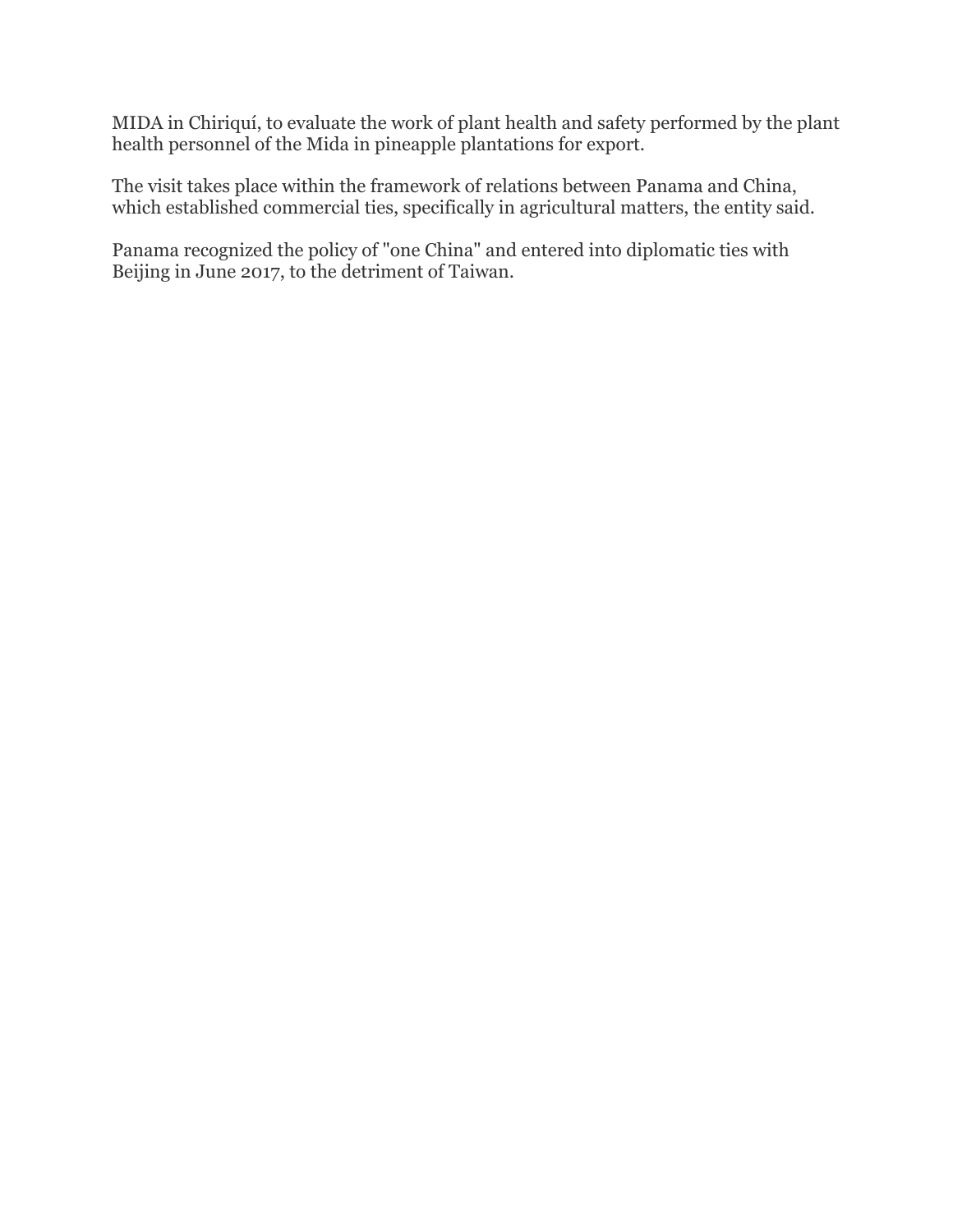MIDA in Chiriquí, to evaluate the work of plant health and safety performed by the plant health personnel of the Mida in pineapple plantations for export.

The visit takes place within the framework of relations between Panama and China, which established commercial ties, specifically in agricultural matters, the entity said.

Panama recognized the policy of "one China" and entered into diplomatic ties with Beijing in June 2017, to the detriment of Taiwan.